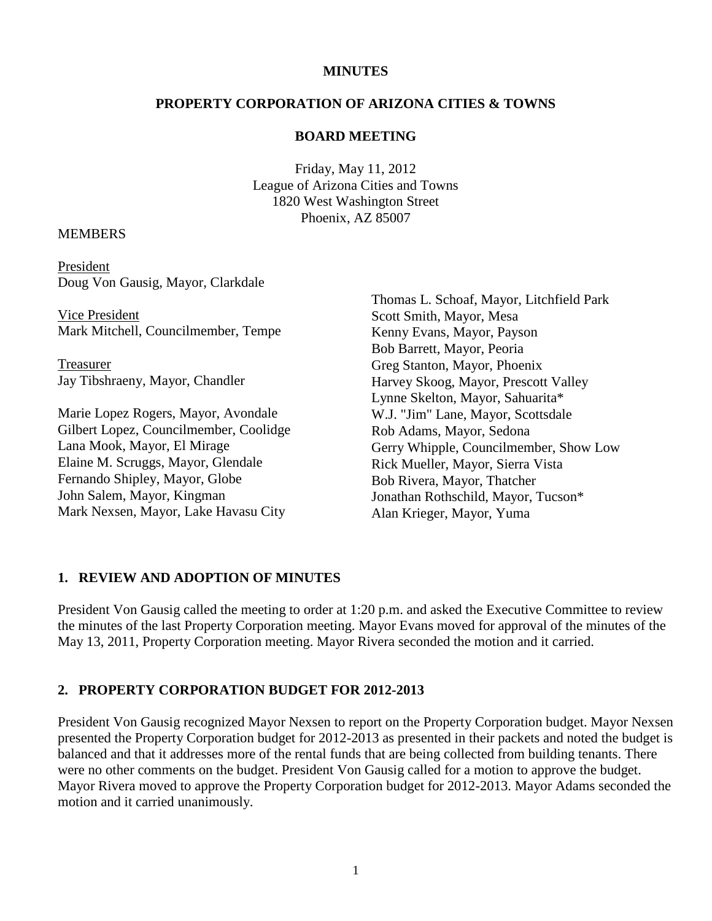**MINUTES**

**PROPERTY CORPORATION OF ARIZONA CITIES & TOWNS**

**BOARD MEETING**

Friday, May 11, 2012
League of Arizona Cities and Towns
1820 West Washington Street
Phoenix, AZ 85007

MEMBERS

President
Doug Von Gausig, Mayor, Clarkdale

Vice President
Mark Mitchell, Councilmember, Tempe

Treasurer
Jay Tibshraeny, Mayor, Chandler

Marie Lopez Rogers, Mayor, Avondale
Gilbert Lopez, Councilmember, Coolidge
Lana Mook, Mayor, El Mirage
Elaine M. Scruggs, Mayor, Glendale
Fernando Shipley, Mayor, Globe
John Salem, Mayor, Kingman
Mark Nexsen, Mayor, Lake Havasu City
Thomas L. Schoaf, Mayor, Litchfield Park
Scott Smith, Mayor, Mesa
Kenny Evans, Mayor, Payson
Bob Barrett, Mayor, Peoria
Greg Stanton, Mayor, Phoenix
Harvey Skoog, Mayor, Prescott Valley
Lynne Skelton, Mayor, Sahuarita*
W.J. "Jim" Lane, Mayor, Scottsdale
Rob Adams, Mayor, Sedona
Gerry Whipple, Councilmember, Show Low
Rick Mueller, Mayor, Sierra Vista
Bob Rivera, Mayor, Thatcher
Jonathan Rothschild, Mayor, Tucson*
Alan Krieger, Mayor, Yuma

## 1. REVIEW AND ADOPTION OF MINUTES

President Von Gausig called the meeting to order at 1:20 p.m. and asked the Executive Committee to review the minutes of the last Property Corporation meeting. Mayor Evans moved for approval of the minutes of the May 13, 2011, Property Corporation meeting. Mayor Rivera seconded the motion and it carried.

## 2. PROPERTY CORPORATION BUDGET FOR 2012-2013

President Von Gausig recognized Mayor Nexsen to report on the Property Corporation budget. Mayor Nexsen presented the Property Corporation budget for 2012-2013 as presented in their packets and noted the budget is balanced and that it addresses more of the rental funds that are being collected from building tenants. There were no other comments on the budget. President Von Gausig called for a motion to approve the budget. Mayor Rivera moved to approve the Property Corporation budget for 2012-2013. Mayor Adams seconded the motion and it carried unanimously.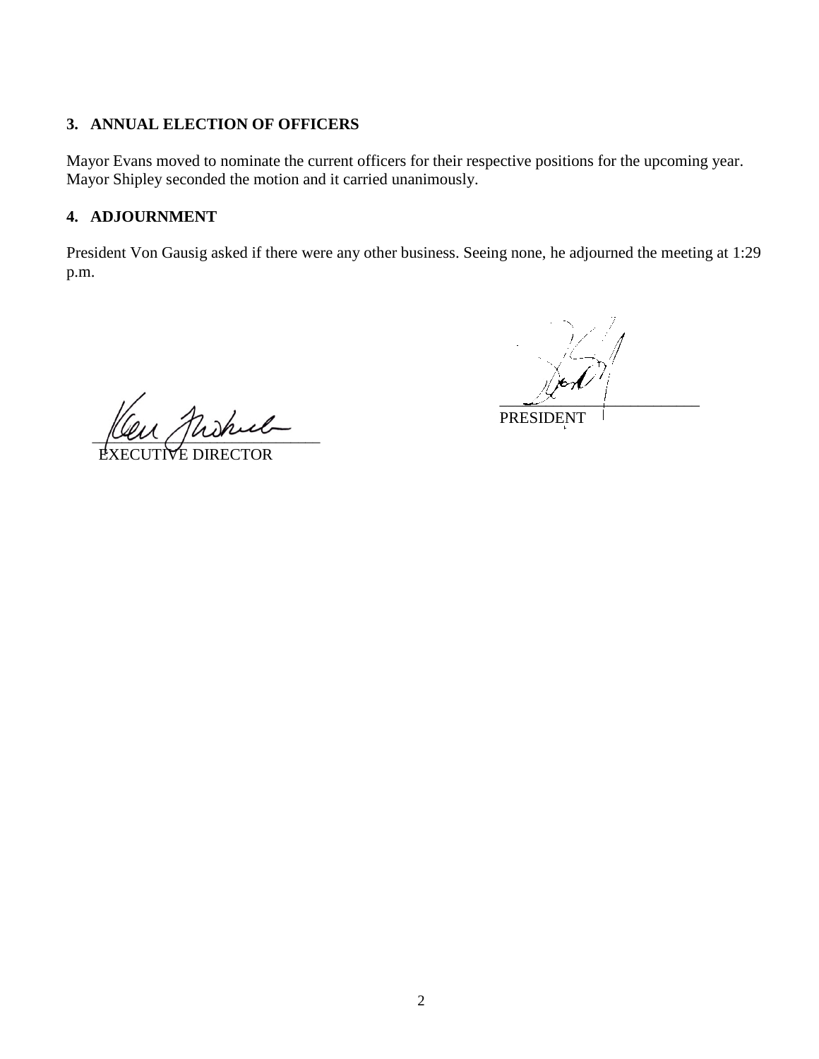### 3. ANNUAL ELECTION OF OFFICERS

Mayor Evans moved to nominate the current officers for their respective positions for the upcoming year. Mayor Shipley seconded the motion and it carried unanimously.

### 4. ADJOURNMENT

President Von Gausig asked if there were any other business. Seeing none, he adjourned the meeting at 1:29 p.m.

\_\_\_\_\_\_\_\_\_\_\_\_\_\_\_\_\_\_\_\_\_\_\_\_\_\_\_\_
EXECUTIVE DIRECTOR

\_\_\_\_\_\_\_\_\_\_\_\_\_\_\_\_\_\_\_\_\_\_\_\_\_\_\_\_
PRESIDENT